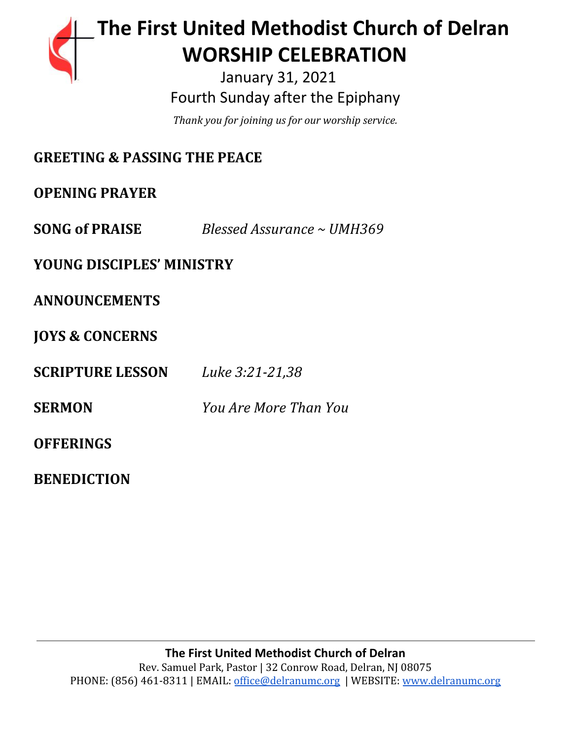# The First United Methodist Church of Delran
# WORSHIP CELEBRATION

January 31, 2021

Fourth Sunday after the Epiphany

*Thank you for joining us for our worship service.*

**GREETING & PASSING THE PEACE**

**OPENING PRAYER**

**SONG of PRAISE** *Blessed Assurance ~ UMH369*

**YOUNG DISCIPLES' MINISTRY**

**ANNOUNCEMENTS**

**JOYS & CONCERNS**

**SCRIPTURE LESSON** *Luke 3:21-21,38*

**SERMON** *You Are More Than You*

**OFFERINGS**

**BENEDICTION**

---

**The First United Methodist Church of Delran**

Rev. Samuel Park, Pastor | 32 Conrow Road, Delran, NJ 08075

PHONE: (856) 461-8311 | EMAIL: office@delranumc.org | WEBSITE: www.delranumc.org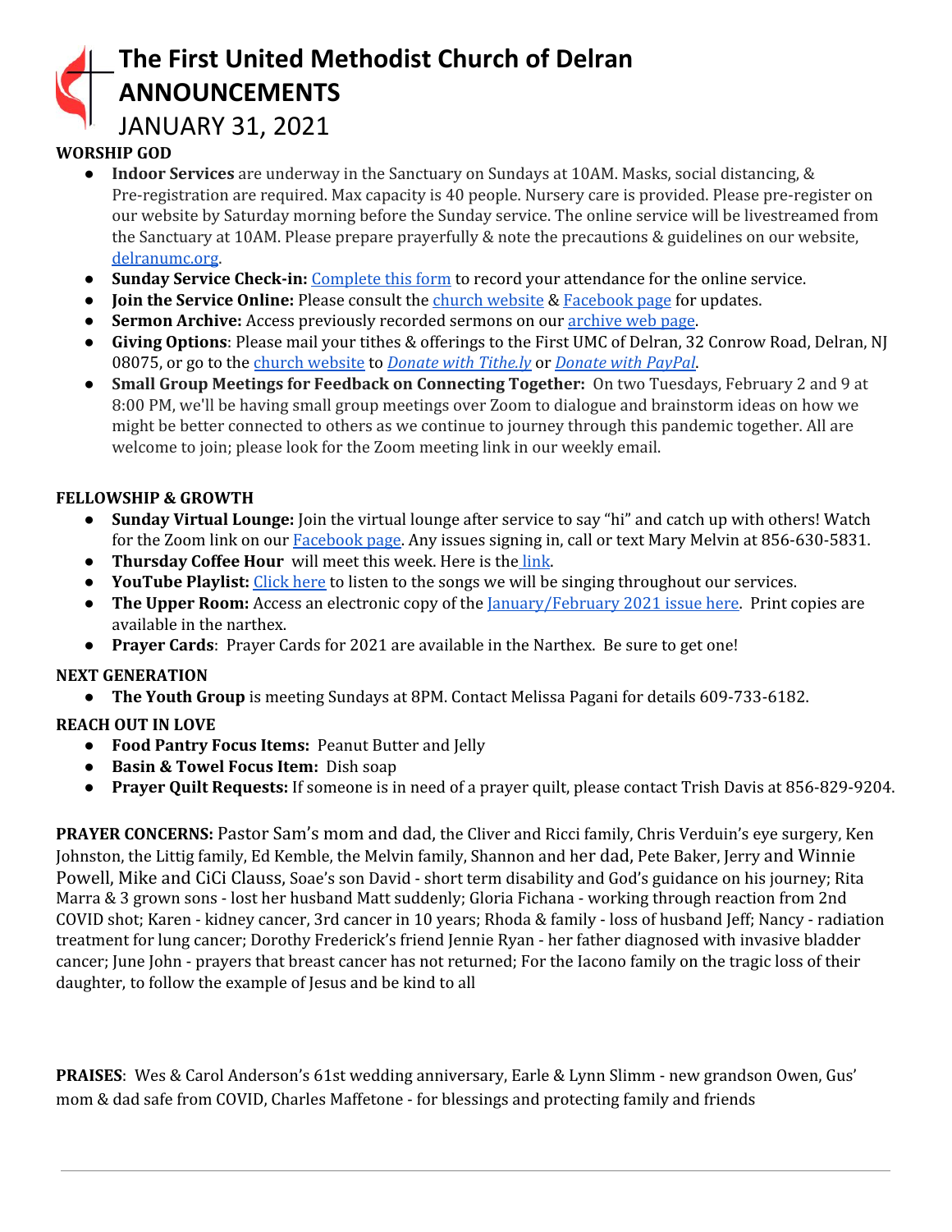# The First United Methodist Church of Delran ANNOUNCEMENTS

JANUARY 31, 2021

**WORSHIP GOD**

- **Indoor Services** are underway in the Sanctuary on Sundays at 10AM. Masks, social distancing, & Pre-registration are required. Max capacity is 40 people. Nursery care is provided. Please pre-register on our website by Saturday morning before the Sunday service. The online service will be livestreamed from the Sanctuary at 10AM. Please prepare prayerfully & note the precautions & guidelines on our website, delranumc.org.
- **Sunday Service Check-in:** Complete this form to record your attendance for the online service.
- **Join the Service Online:** Please consult the church website & Facebook page for updates.
- **Sermon Archive:** Access previously recorded sermons on our archive web page.
- **Giving Options**: Please mail your tithes & offerings to the First UMC of Delran, 32 Conrow Road, Delran, NJ 08075, or go to the church website to *Donate with Tithe.ly* or *Donate with PayPal*.
- **Small Group Meetings for Feedback on Connecting Together:** On two Tuesdays, February 2 and 9 at 8:00 PM, we'll be having small group meetings over Zoom to dialogue and brainstorm ideas on how we might be better connected to others as we continue to journey through this pandemic together. All are welcome to join; please look for the Zoom meeting link in our weekly email.

**FELLOWSHIP & GROWTH**

- **Sunday Virtual Lounge:** Join the virtual lounge after service to say "hi" and catch up with others! Watch for the Zoom link on our Facebook page. Any issues signing in, call or text Mary Melvin at 856-630-5831.
- **Thursday Coffee Hour** will meet this week. Here is the link.
- **YouTube Playlist:** Click here to listen to the songs we will be singing throughout our services.
- **The Upper Room:** Access an electronic copy of the January/February 2021 issue here. Print copies are available in the narthex.
- **Prayer Cards**: Prayer Cards for 2021 are available in the Narthex. Be sure to get one!

**NEXT GENERATION**

- **The Youth Group** is meeting Sundays at 8PM. Contact Melissa Pagani for details 609-733-6182.

**REACH OUT IN LOVE**

- **Food Pantry Focus Items:** Peanut Butter and Jelly
- **Basin & Towel Focus Item:** Dish soap
- **Prayer Quilt Requests:** If someone is in need of a prayer quilt, please contact Trish Davis at 856-829-9204.

**PRAYER CONCERNS:** Pastor Sam's mom and dad, the Cliver and Ricci family, Chris Verduin's eye surgery, Ken Johnston, the Littig family, Ed Kemble, the Melvin family, Shannon and her dad, Pete Baker, Jerry and Winnie Powell, Mike and CiCi Clauss, Soae's son David - short term disability and God's guidance on his journey; Rita Marra & 3 grown sons - lost her husband Matt suddenly; Gloria Fichana - working through reaction from 2nd COVID shot; Karen - kidney cancer, 3rd cancer in 10 years; Rhoda & family - loss of husband Jeff; Nancy - radiation treatment for lung cancer; Dorothy Frederick's friend Jennie Ryan - her father diagnosed with invasive bladder cancer; June John - prayers that breast cancer has not returned; For the Iacono family on the tragic loss of their daughter, to follow the example of Jesus and be kind to all

**PRAISES**: Wes & Carol Anderson's 61st wedding anniversary, Earle & Lynn Slimm - new grandson Owen, Gus' mom & dad safe from COVID, Charles Maffetone - for blessings and protecting family and friends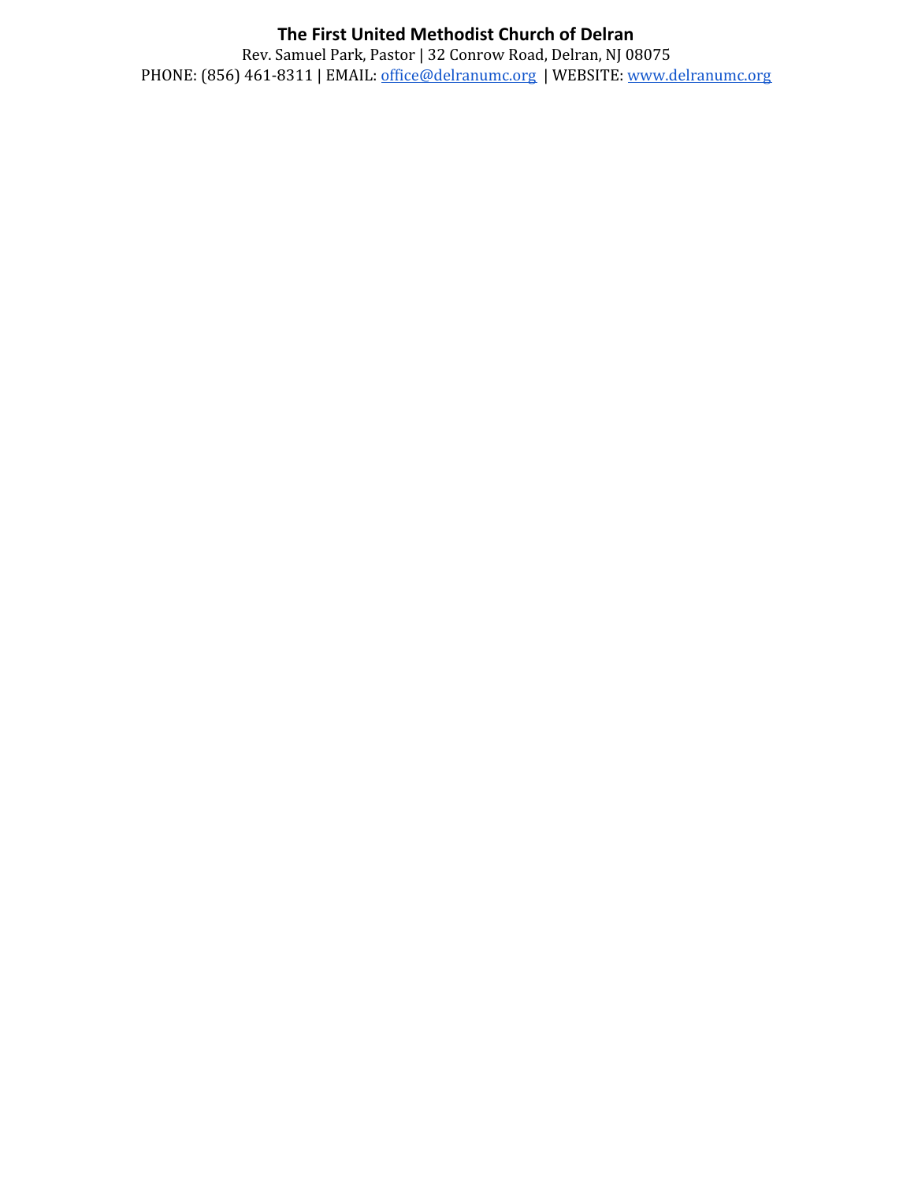**The First United Methodist Church of Delran**

Rev. Samuel Park, Pastor | 32 Conrow Road, Delran, NJ 08075

PHONE: (856) 461-8311 | EMAIL: office@delranumc.org | WEBSITE: www.delranumc.org